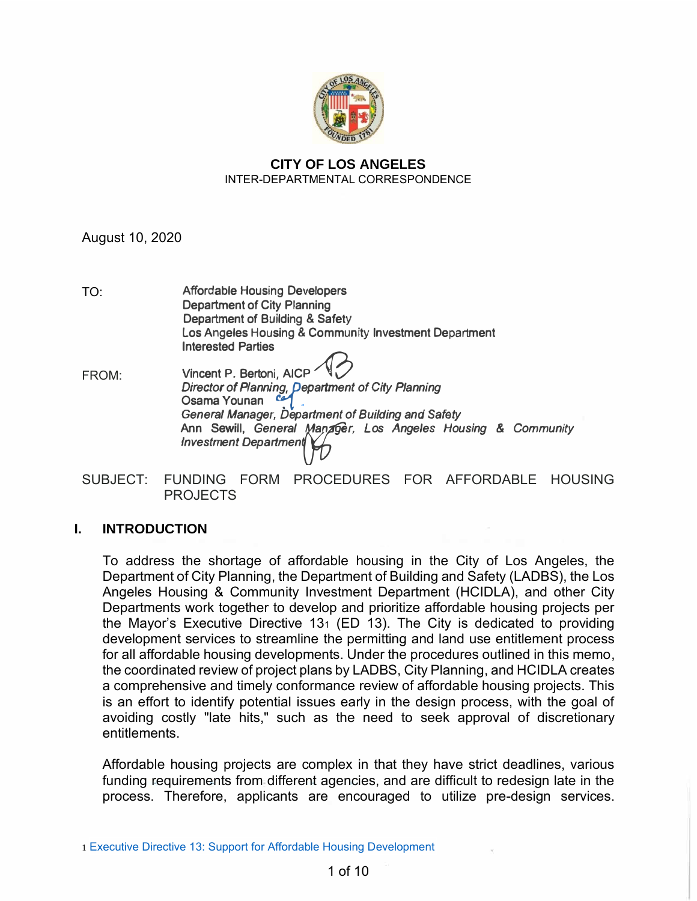**CITY OF LOS ANGELES**
INTER-DEPARTMENTAL CORRESPONDENCE

August 10, 2020

TO: Affordable Housing Developers
Department of City Planning
Department of Building & Safety
Los Angeles Housing & Community Investment Department
Interested Parties

FROM: Vincent P. Bertoni, AICP
*Director of Planning, Department of City Planning*
Osama Younan
*General Manager, Department of Building and Safety*
Ann Sewill, *General Manager, Los Angeles Housing & Community Investment Department*

SUBJECT: FUNDING FORM PROCEDURES FOR AFFORDABLE HOUSING PROJECTS

## I. INTRODUCTION

To address the shortage of affordable housing in the City of Los Angeles, the Department of City Planning, the Department of Building and Safety (LADBS), the Los Angeles Housing & Community Investment Department (HCIDLA), and other City Departments work together to develop and prioritize affordable housing projects per the Mayor's Executive Directive 13[1] (ED 13). The City is dedicated to providing development services to streamline the permitting and land use entitlement process for all affordable housing developments. Under the procedures outlined in this memo, the coordinated review of project plans by LADBS, City Planning, and HCIDLA creates a comprehensive and timely conformance review of affordable housing projects. This is an effort to identify potential issues early in the design process, with the goal of avoiding costly "late hits," such as the need to seek approval of discretionary entitlements.

Affordable housing projects are complex in that they have strict deadlines, various funding requirements from different agencies, and are difficult to redesign late in the process. Therefore, applicants are encouraged to utilize pre-design services.

[1] Executive Directive 13: Support for Affordable Housing Development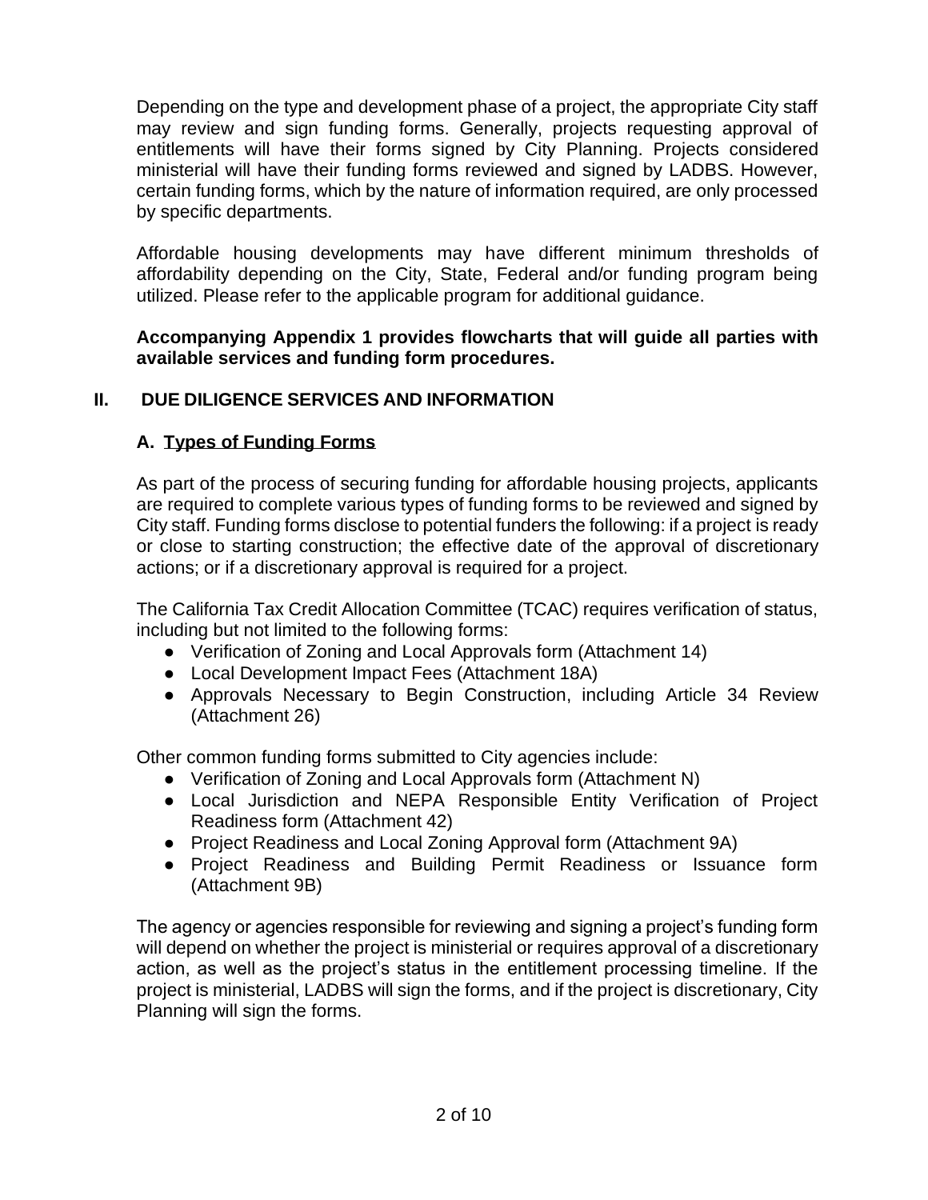Depending on the type and development phase of a project, the appropriate City staff may review and sign funding forms. Generally, projects requesting approval of entitlements will have their forms signed by City Planning. Projects considered ministerial will have their funding forms reviewed and signed by LADBS. However, certain funding forms, which by the nature of information required, are only processed by specific departments.

Affordable housing developments may have different minimum thresholds of affordability depending on the City, State, Federal and/or funding program being utilized. Please refer to the applicable program for additional guidance.

**Accompanying Appendix 1 provides flowcharts that will guide all parties with available services and funding form procedures.**

## II. DUE DILIGENCE SERVICES AND INFORMATION

### A. Types of Funding Forms

As part of the process of securing funding for affordable housing projects, applicants are required to complete various types of funding forms to be reviewed and signed by City staff. Funding forms disclose to potential funders the following: if a project is ready or close to starting construction; the effective date of the approval of discretionary actions; or if a discretionary approval is required for a project.

The California Tax Credit Allocation Committee (TCAC) requires verification of status, including but not limited to the following forms:

- Verification of Zoning and Local Approvals form (Attachment 14)
- Local Development Impact Fees (Attachment 18A)
- Approvals Necessary to Begin Construction, including Article 34 Review (Attachment 26)

Other common funding forms submitted to City agencies include:

- Verification of Zoning and Local Approvals form (Attachment N)
- Local Jurisdiction and NEPA Responsible Entity Verification of Project Readiness form (Attachment 42)
- Project Readiness and Local Zoning Approval form (Attachment 9A)
- Project Readiness and Building Permit Readiness or Issuance form (Attachment 9B)

The agency or agencies responsible for reviewing and signing a project's funding form will depend on whether the project is ministerial or requires approval of a discretionary action, as well as the project's status in the entitlement processing timeline. If the project is ministerial, LADBS will sign the forms, and if the project is discretionary, City Planning will sign the forms.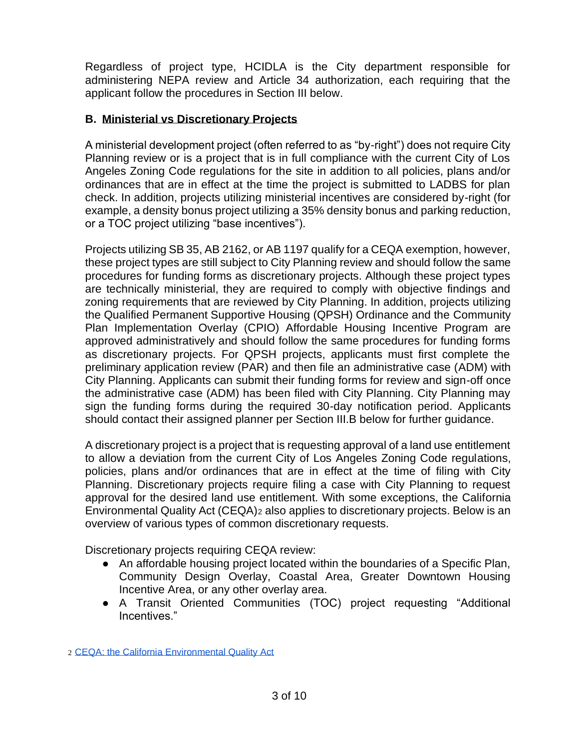Regardless of project type, HCIDLA is the City department responsible for administering NEPA review and Article 34 authorization, each requiring that the applicant follow the procedures in Section III below.

### B. Ministerial vs Discretionary Projects

A ministerial development project (often referred to as "by-right") does not require City Planning review or is a project that is in full compliance with the current City of Los Angeles Zoning Code regulations for the site in addition to all policies, plans and/or ordinances that are in effect at the time the project is submitted to LADBS for plan check. In addition, projects utilizing ministerial incentives are considered by-right (for example, a density bonus project utilizing a 35% density bonus and parking reduction, or a TOC project utilizing "base incentives").

Projects utilizing SB 35, AB 2162, or AB 1197 qualify for a CEQA exemption, however, these project types are still subject to City Planning review and should follow the same procedures for funding forms as discretionary projects. Although these project types are technically ministerial, they are required to comply with objective findings and zoning requirements that are reviewed by City Planning. In addition, projects utilizing the Qualified Permanent Supportive Housing (QPSH) Ordinance and the Community Plan Implementation Overlay (CPIO) Affordable Housing Incentive Program are approved administratively and should follow the same procedures for funding forms as discretionary projects. For QPSH projects, applicants must first complete the preliminary application review (PAR) and then file an administrative case (ADM) with City Planning. Applicants can submit their funding forms for review and sign-off once the administrative case (ADM) has been filed with City Planning. City Planning may sign the funding forms during the required 30-day notification period. Applicants should contact their assigned planner per Section III.B below for further guidance.

A discretionary project is a project that is requesting approval of a land use entitlement to allow a deviation from the current City of Los Angeles Zoning Code regulations, policies, plans and/or ordinances that are in effect at the time of filing with City Planning. Discretionary projects require filing a case with City Planning to request approval for the desired land use entitlement. With some exceptions, the California Environmental Quality Act (CEQA)[2] also applies to discretionary projects. Below is an overview of various types of common discretionary requests.

Discretionary projects requiring CEQA review:

- An affordable housing project located within the boundaries of a Specific Plan, Community Design Overlay, Coastal Area, Greater Downtown Housing Incentive Area, or any other overlay area.
- A Transit Oriented Communities (TOC) project requesting "Additional Incentives."

[2] CEQA: the California Environmental Quality Act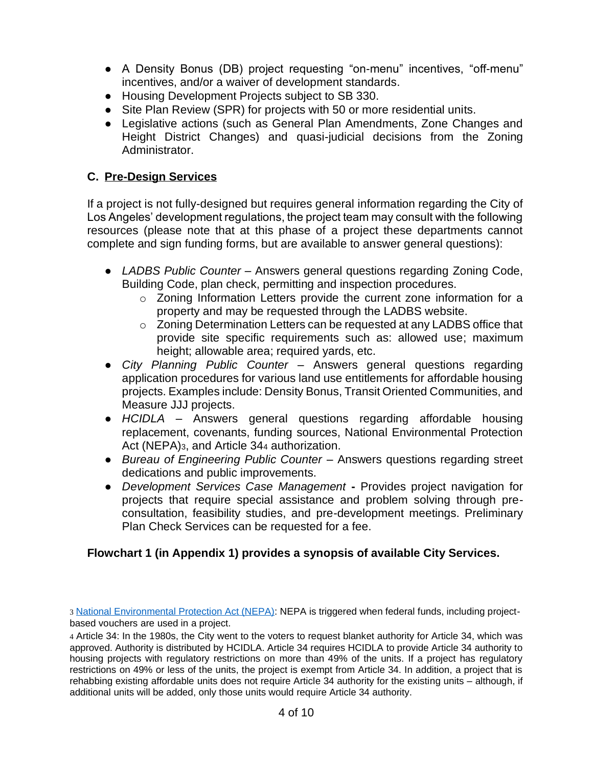- A Density Bonus (DB) project requesting "on-menu" incentives, "off-menu" incentives, and/or a waiver of development standards.
- Housing Development Projects subject to SB 330.
- Site Plan Review (SPR) for projects with 50 or more residential units.
- Legislative actions (such as General Plan Amendments, Zone Changes and Height District Changes) and quasi-judicial decisions from the Zoning Administrator.

### C. Pre-Design Services

If a project is not fully-designed but requires general information regarding the City of Los Angeles' development regulations, the project team may consult with the following resources (please note that at this phase of a project these departments cannot complete and sign funding forms, but are available to answer general questions):

- *LADBS Public Counter* – Answers general questions regarding Zoning Code, Building Code, plan check, permitting and inspection procedures.
  - Zoning Information Letters provide the current zone information for a property and may be requested through the LADBS website.
  - Zoning Determination Letters can be requested at any LADBS office that provide site specific requirements such as: allowed use; maximum height; allowable area; required yards, etc.
- *City Planning Public Counter* – Answers general questions regarding application procedures for various land use entitlements for affordable housing projects. Examples include: Density Bonus, Transit Oriented Communities, and Measure JJJ projects.
- *HCIDLA* – Answers general questions regarding affordable housing replacement, covenants, funding sources, National Environmental Protection Act (NEPA)[3], and Article 34[4] authorization.
- *Bureau of Engineering Public Counter* – Answers questions regarding street dedications and public improvements.
- *Development Services Case Management* **-** Provides project navigation for projects that require special assistance and problem solving through pre-consultation, feasibility studies, and pre-development meetings. Preliminary Plan Check Services can be requested for a fee.

**Flowchart 1 (in Appendix 1) provides a synopsis of available City Services.**

---

[3] National Environmental Protection Act (NEPA): NEPA is triggered when federal funds, including project-based vouchers are used in a project.

[4] Article 34: In the 1980s, the City went to the voters to request blanket authority for Article 34, which was approved. Authority is distributed by HCIDLA. Article 34 requires HCIDLA to provide Article 34 authority to housing projects with regulatory restrictions on more than 49% of the units. If a project has regulatory restrictions on 49% or less of the units, the project is exempt from Article 34. In addition, a project that is rehabbing existing affordable units does not require Article 34 authority for the existing units – although, if additional units will be added, only those units would require Article 34 authority.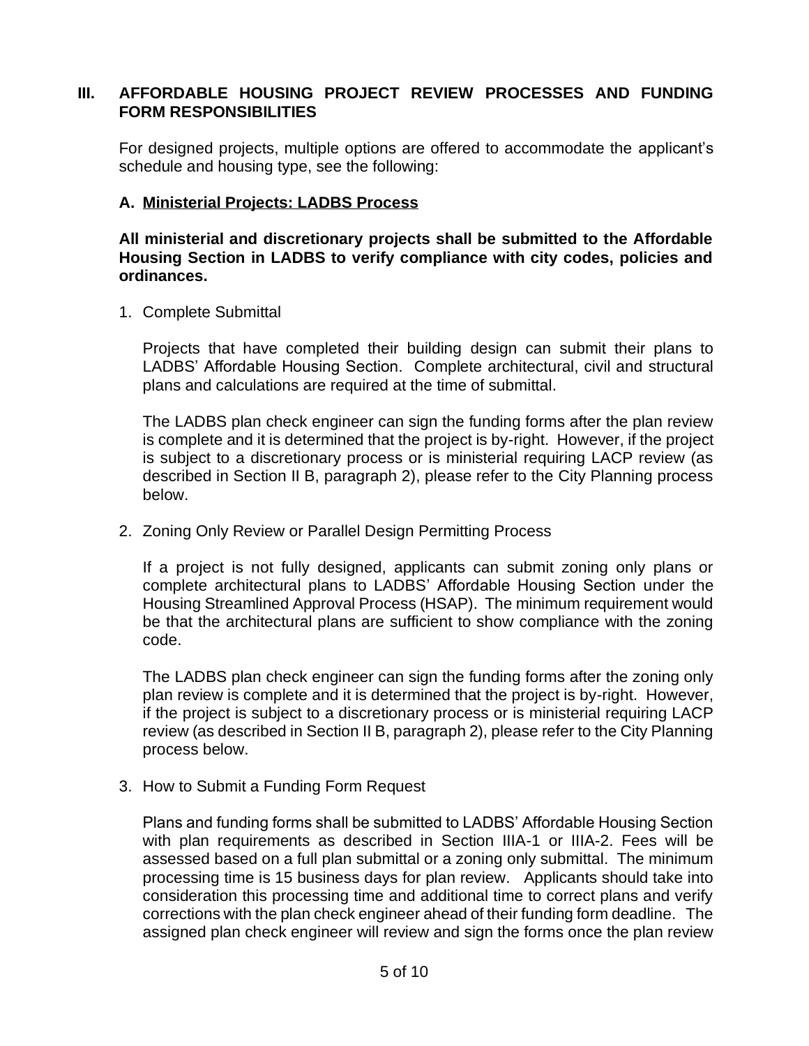## III. AFFORDABLE HOUSING PROJECT REVIEW PROCESSES AND FUNDING FORM RESPONSIBILITIES

For designed projects, multiple options are offered to accommodate the applicant's schedule and housing type, see the following:

### A. Ministerial Projects: LADBS Process

**All ministerial and discretionary projects shall be submitted to the Affordable Housing Section in LADBS to verify compliance with city codes, policies and ordinances.**

1. Complete Submittal

   Projects that have completed their building design can submit their plans to LADBS' Affordable Housing Section. Complete architectural, civil and structural plans and calculations are required at the time of submittal.

   The LADBS plan check engineer can sign the funding forms after the plan review is complete and it is determined that the project is by-right. However, if the project is subject to a discretionary process or is ministerial requiring LACP review (as described in Section II B, paragraph 2), please refer to the City Planning process below.

2. Zoning Only Review or Parallel Design Permitting Process

   If a project is not fully designed, applicants can submit zoning only plans or complete architectural plans to LADBS' Affordable Housing Section under the Housing Streamlined Approval Process (HSAP). The minimum requirement would be that the architectural plans are sufficient to show compliance with the zoning code.

   The LADBS plan check engineer can sign the funding forms after the zoning only plan review is complete and it is determined that the project is by-right. However, if the project is subject to a discretionary process or is ministerial requiring LACP review (as described in Section II B, paragraph 2), please refer to the City Planning process below.

3. How to Submit a Funding Form Request

   Plans and funding forms shall be submitted to LADBS' Affordable Housing Section with plan requirements as described in Section IIIA-1 or IIIA-2. Fees will be assessed based on a full plan submittal or a zoning only submittal. The minimum processing time is 15 business days for plan review. Applicants should take into consideration this processing time and additional time to correct plans and verify corrections with the plan check engineer ahead of their funding form deadline. The assigned plan check engineer will review and sign the forms once the plan review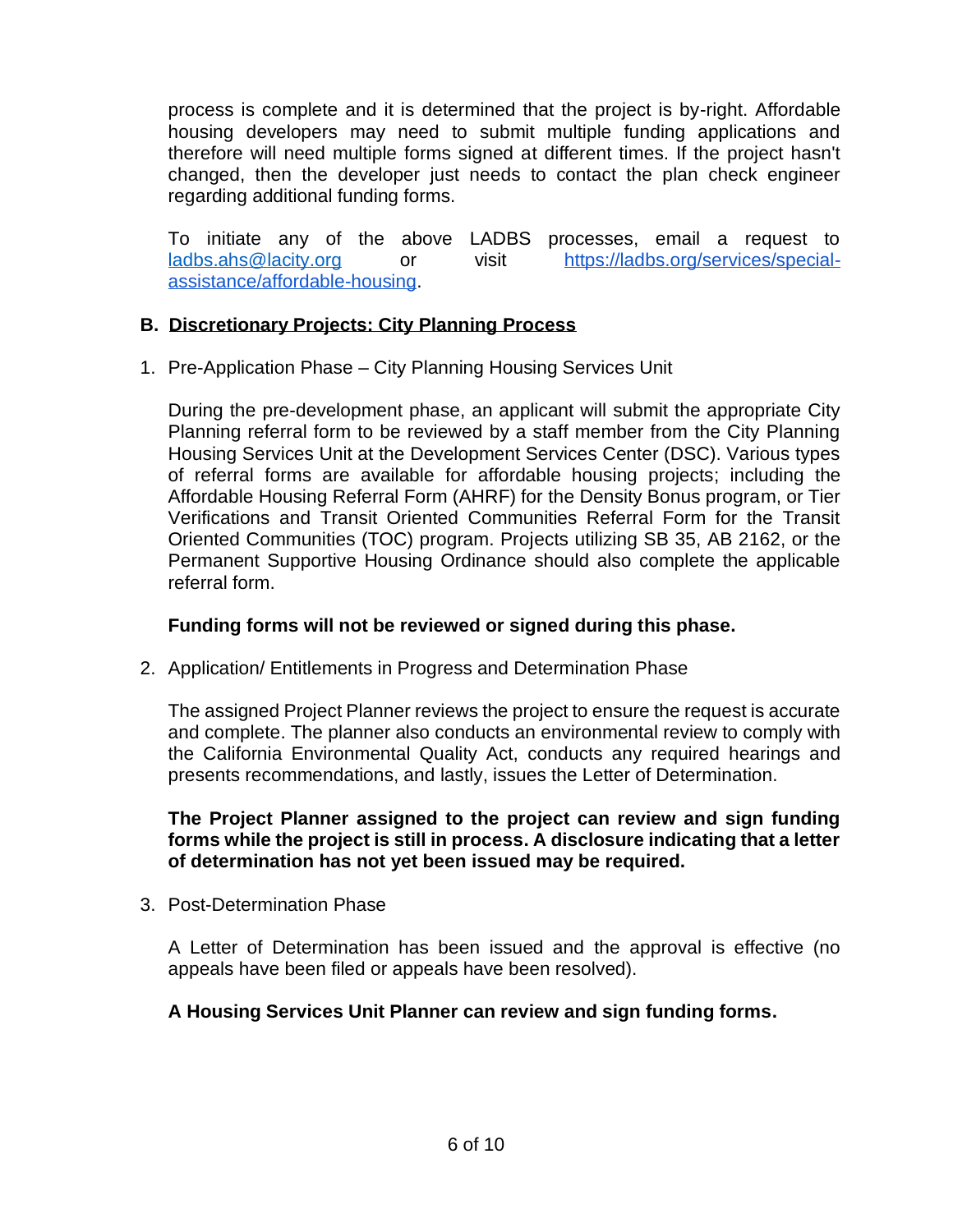process is complete and it is determined that the project is by-right. Affordable housing developers may need to submit multiple funding applications and therefore will need multiple forms signed at different times. If the project hasn't changed, then the developer just needs to contact the plan check engineer regarding additional funding forms.

To initiate any of the above LADBS processes, email a request to [ladbs.ahs@lacity.org](mailto:ladbs.ahs@lacity.org) or visit [https://ladbs.org/services/special-assistance/affordable-housing](https://ladbs.org/services/special-assistance/affordable-housing).

## B. Discretionary Projects: City Planning Process

1. Pre-Application Phase – City Planning Housing Services Unit

   During the pre-development phase, an applicant will submit the appropriate City Planning referral form to be reviewed by a staff member from the City Planning Housing Services Unit at the Development Services Center (DSC). Various types of referral forms are available for affordable housing projects; including the Affordable Housing Referral Form (AHRF) for the Density Bonus program, or Tier Verifications and Transit Oriented Communities Referral Form for the Transit Oriented Communities (TOC) program. Projects utilizing SB 35, AB 2162, or the Permanent Supportive Housing Ordinance should also complete the applicable referral form.

   **Funding forms will not be reviewed or signed during this phase.**

2. Application/ Entitlements in Progress and Determination Phase

   The assigned Project Planner reviews the project to ensure the request is accurate and complete. The planner also conducts an environmental review to comply with the California Environmental Quality Act, conducts any required hearings and presents recommendations, and lastly, issues the Letter of Determination.

   **The Project Planner assigned to the project can review and sign funding forms while the project is still in process. A disclosure indicating that a letter of determination has not yet been issued may be required.**

3. Post-Determination Phase

   A Letter of Determination has been issued and the approval is effective (no appeals have been filed or appeals have been resolved).

   **A Housing Services Unit Planner can review and sign funding forms.**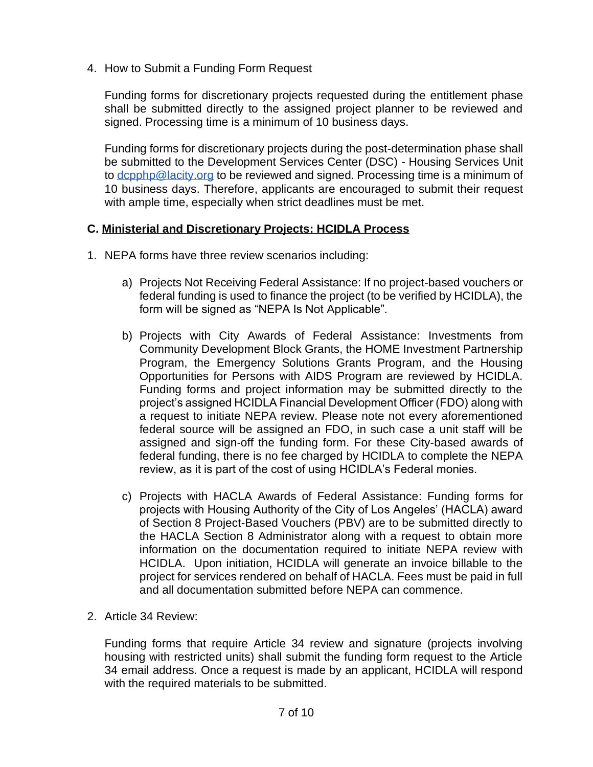4. How to Submit a Funding Form Request

   Funding forms for discretionary projects requested during the entitlement phase shall be submitted directly to the assigned project planner to be reviewed and signed. Processing time is a minimum of 10 business days.

   Funding forms for discretionary projects during the post-determination phase shall be submitted to the Development Services Center (DSC) - Housing Services Unit to [dcpphp@lacity.org](mailto:dcpphp@lacity.org) to be reviewed and signed. Processing time is a minimum of 10 business days. Therefore, applicants are encouraged to submit their request with ample time, especially when strict deadlines must be met.

### C. Ministerial and Discretionary Projects: HCIDLA Process

1. NEPA forms have three review scenarios including:

   a) Projects Not Receiving Federal Assistance: If no project-based vouchers or federal funding is used to finance the project (to be verified by HCIDLA), the form will be signed as "NEPA Is Not Applicable".

   b) Projects with City Awards of Federal Assistance: Investments from Community Development Block Grants, the HOME Investment Partnership Program, the Emergency Solutions Grants Program, and the Housing Opportunities for Persons with AIDS Program are reviewed by HCIDLA. Funding forms and project information may be submitted directly to the project's assigned HCIDLA Financial Development Officer (FDO) along with a request to initiate NEPA review. Please note not every aforementioned federal source will be assigned an FDO, in such case a unit staff will be assigned and sign-off the funding form. For these City-based awards of federal funding, there is no fee charged by HCIDLA to complete the NEPA review, as it is part of the cost of using HCIDLA's Federal monies.

   c) Projects with HACLA Awards of Federal Assistance: Funding forms for projects with Housing Authority of the City of Los Angeles' (HACLA) award of Section 8 Project-Based Vouchers (PBV) are to be submitted directly to the HACLA Section 8 Administrator along with a request to obtain more information on the documentation required to initiate NEPA review with HCIDLA. Upon initiation, HCIDLA will generate an invoice billable to the project for services rendered on behalf of HACLA. Fees must be paid in full and all documentation submitted before NEPA can commence.

2. Article 34 Review:

   Funding forms that require Article 34 review and signature (projects involving housing with restricted units) shall submit the funding form request to the Article 34 email address. Once a request is made by an applicant, HCIDLA will respond with the required materials to be submitted.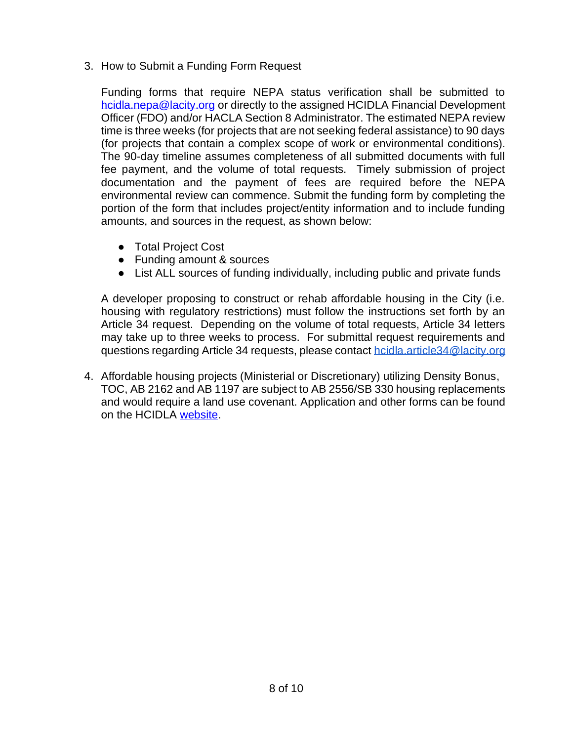3. How to Submit a Funding Form Request

   Funding forms that require NEPA status verification shall be submitted to [hcidla.nepa@lacity.org](mailto:hcidla.nepa@lacity.org) or directly to the assigned HCIDLA Financial Development Officer (FDO) and/or HACLA Section 8 Administrator. The estimated NEPA review time is three weeks (for projects that are not seeking federal assistance) to 90 days (for projects that contain a complex scope of work or environmental conditions). The 90-day timeline assumes completeness of all submitted documents with full fee payment, and the volume of total requests. Timely submission of project documentation and the payment of fees are required before the NEPA environmental review can commence. Submit the funding form by completing the portion of the form that includes project/entity information and to include funding amounts, and sources in the request, as shown below:

   - Total Project Cost
   - Funding amount & sources
   - List ALL sources of funding individually, including public and private funds

   A developer proposing to construct or rehab affordable housing in the City (i.e. housing with regulatory restrictions) must follow the instructions set forth by an Article 34 request. Depending on the volume of total requests, Article 34 letters may take up to three weeks to process. For submittal request requirements and questions regarding Article 34 requests, please contact [hcidla.article34@lacity.org](mailto:hcidla.article34@lacity.org)

4. Affordable housing projects (Ministerial or Discretionary) utilizing Density Bonus, TOC, AB 2162 and AB 1197 are subject to AB 2556/SB 330 housing replacements and would require a land use covenant. Application and other forms can be found on the HCIDLA website.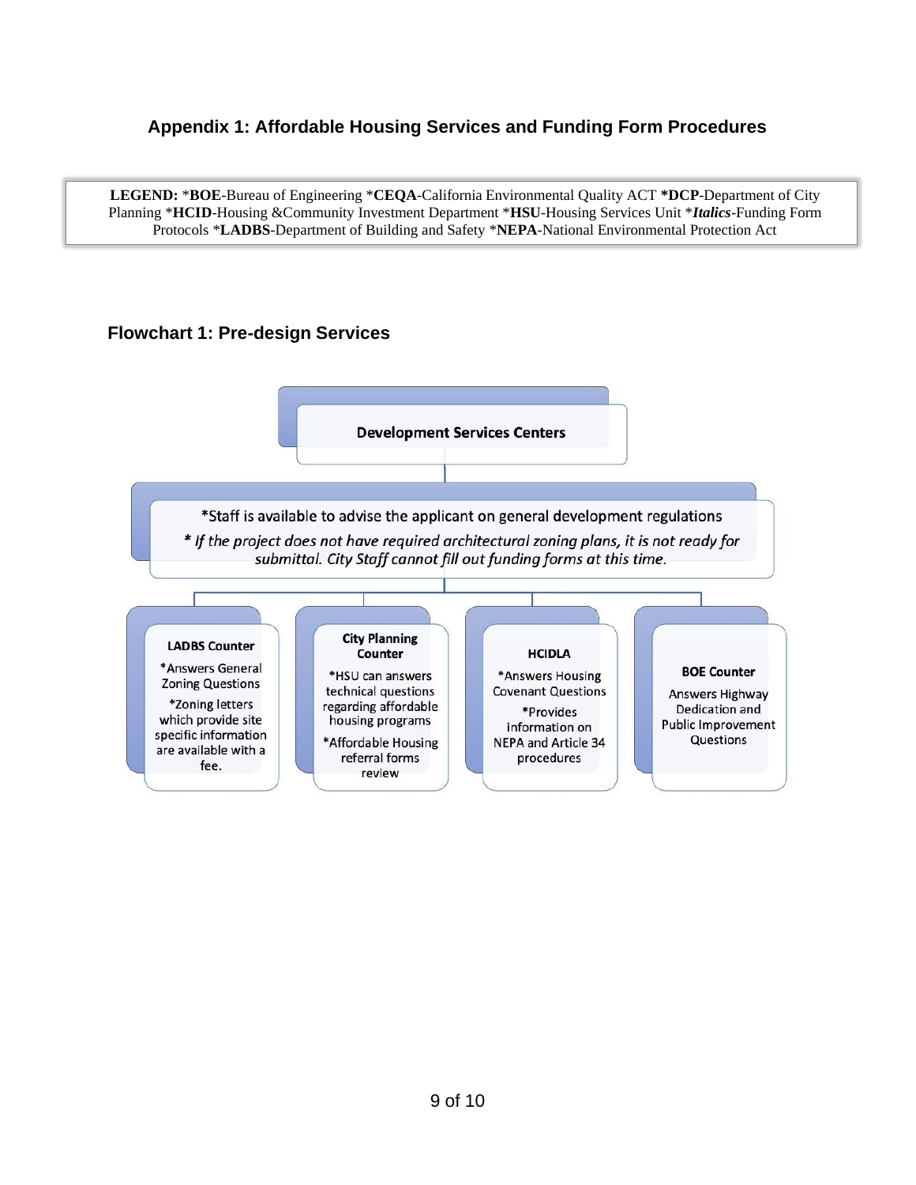## Appendix 1: Affordable Housing Services and Funding Form Procedures

**LEGEND:** *__BOE__-Bureau of Engineering *__CEQA__-California Environmental Quality ACT ***DCP**-Department of City Planning *__HCID__-Housing &Community Investment Department *__HSU__-Housing Services Unit ****Italics***-Funding Form Protocols *__LADBS__-Department of Building and Safety *__NEPA__-National Environmental Protection Act

### Flowchart 1: Pre-design Services

**Development Services Centers**

*Staff is available to advise the applicant on general development regulations

*\* If the project does not have required architectural zoning plans, it is not ready for submittal. City Staff cannot fill out funding forms at this time.*

**LADBS Counter**

*Answers General Zoning Questions

*Zoning letters which provide site specific information are available with a fee.

**City Planning Counter**

*HSU can answers technical questions regarding affordable housing programs

*Affordable Housing referral forms review

**HCIDLA**

*Answers Housing Covenant Questions

*Provides information on NEPA and Article 34 procedures

**BOE Counter**

Answers Highway Dedication and Public Improvement Questions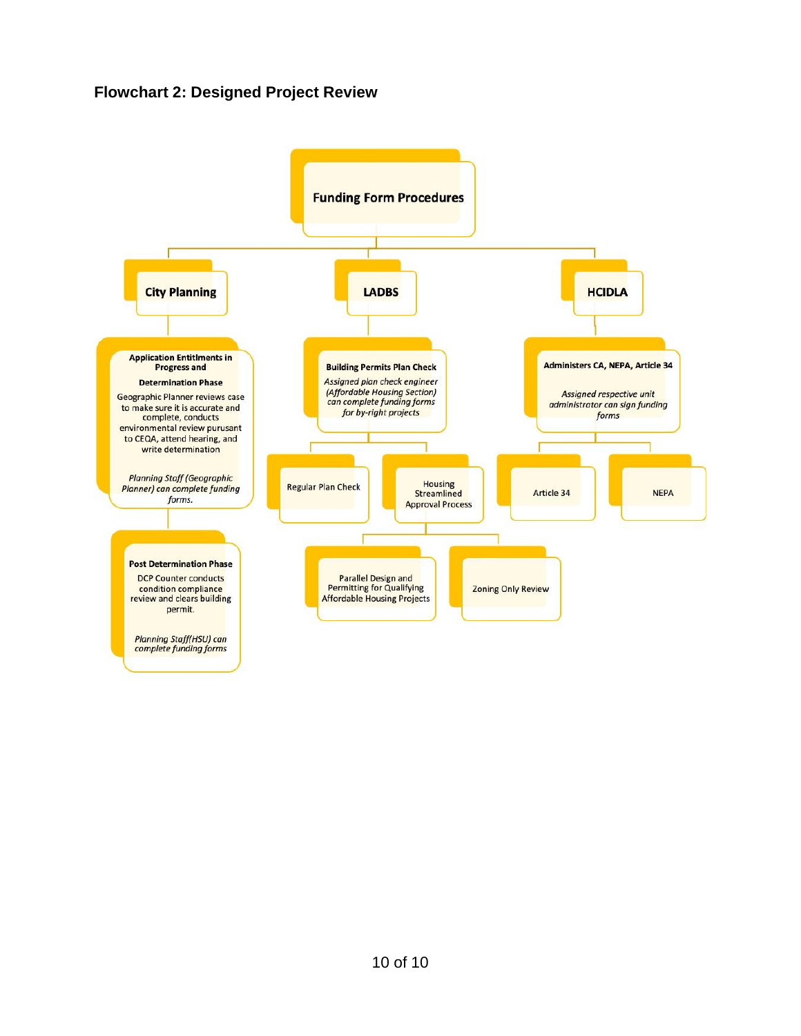## Flowchart 2: Designed Project Review

Funding Form Procedures

City Planning

Application Entitlments in Progress and

Determination Phase

Geographic Planner reviews case to make sure it is accurate and complete, conducts environmental review pursuant to CEQA, attend hearing, and write determination

*Planning Staff (Geographic Planner) can complete funding forms.*

Post Determination Phase

DCP Counter conducts condition compliance review and clears building permit.

*Planning Staff(HSU) can complete funding forms*

LADBS

Building Permits Plan Check

*Assigned plan check engineer (Affordable Housing Section) can complete funding forms for by-right projects*

Regular Plan Check

Housing Streamlined Approval Process

Parallel Design and Permitting for Qualifying Affordable Housing Projects

Zoning Only Review

HCIDLA

Administers CA, NEPA, Article 34

*Assigned respective unit administrator can sign funding forms*

Article 34

NEPA